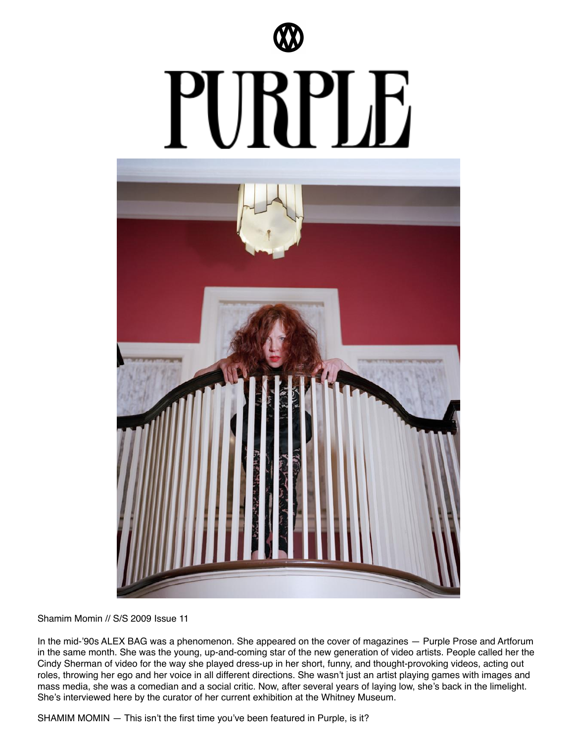# PURPLE

Shamim Momin // S/S 2009 Issue 11

In the mid-'90s ALEX BAG was a phenomenon. She appeared on the cover of magazines — Purple Prose and Artforum in the same month. She was the young, up-and-coming star of the new generation of video artists. People called her the Cindy Sherman of video for the way she played dress-up in her short, funny, and thought-provoking videos, acting out roles, throwing her ego and her voice in all different directions. She wasn't just an artist playing games with images and mass media, she was a comedian and a social critic. Now, after several years of laying low, she's back in the limelight. She's interviewed here by the curator of her current exhibition at the Whitney Museum.

SHAMIM MOMIN — This isn't the first time you've been featured in Purple, is it?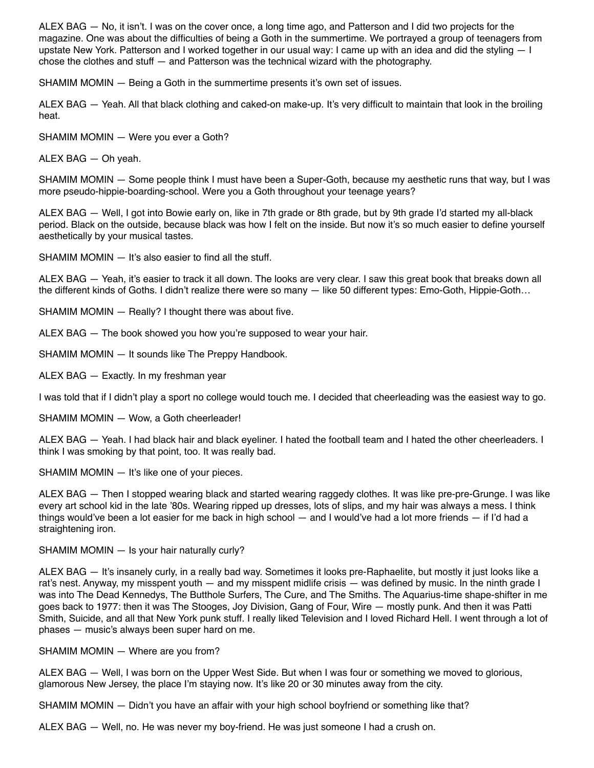ALEX BAG — No, it isn't. I was on the cover once, a long time ago, and Patterson and I did two projects for the magazine. One was about the difficulties of being a Goth in the summertime. We portrayed a group of teenagers from upstate New York. Patterson and I worked together in our usual way: I came up with an idea and did the styling — I chose the clothes and stuff — and Patterson was the technical wizard with the photography.

SHAMIM MOMIN — Being a Goth in the summertime presents it's own set of issues.

ALEX BAG — Yeah. All that black clothing and caked-on make-up. It's very difficult to maintain that look in the broiling heat.

SHAMIM MOMIN — Were you ever a Goth?

ALEX BAG — Oh yeah.

SHAMIM MOMIN — Some people think I must have been a Super-Goth, because my aesthetic runs that way, but I was more pseudo-hippie-boarding-school. Were you a Goth throughout your teenage years?

ALEX BAG — Well, I got into Bowie early on, like in 7th grade or 8th grade, but by 9th grade I'd started my all-black period. Black on the outside, because black was how I felt on the inside. But now it's so much easier to define yourself aesthetically by your musical tastes.

SHAMIM MOMIN — It's also easier to find all the stuff.

ALEX BAG — Yeah, it's easier to track it all down. The looks are very clear. I saw this great book that breaks down all the different kinds of Goths. I didn't realize there were so many — like 50 different types: Emo-Goth, Hippie-Goth…

SHAMIM MOMIN — Really? I thought there was about five.

ALEX BAG — The book showed you how you're supposed to wear your hair.

SHAMIM MOMIN — It sounds like The Preppy Handbook.

ALEX BAG — Exactly. In my freshman year

I was told that if I didn't play a sport no college would touch me. I decided that cheerleading was the easiest way to go.

SHAMIM MOMIN — Wow, a Goth cheerleader!

ALEX BAG — Yeah. I had black hair and black eyeliner. I hated the football team and I hated the other cheerleaders. I think I was smoking by that point, too. It was really bad.

SHAMIM MOMIN — It's like one of your pieces.

ALEX BAG — Then I stopped wearing black and started wearing raggedy clothes. It was like pre-pre-Grunge. I was like every art school kid in the late '80s. Wearing ripped up dresses, lots of slips, and my hair was always a mess. I think things would've been a lot easier for me back in high school — and I would've had a lot more friends — if I'd had a straightening iron.

SHAMIM MOMIN — Is your hair naturally curly?

ALEX BAG — It's insanely curly, in a really bad way. Sometimes it looks pre-Raphaelite, but mostly it just looks like a rat's nest. Anyway, my misspent youth — and my misspent midlife crisis — was defined by music. In the ninth grade I was into The Dead Kennedys, The Butthole Surfers, The Cure, and The Smiths. The Aquarius-time shape-shifter in me goes back to 1977: then it was The Stooges, Joy Division, Gang of Four, Wire — mostly punk. And then it was Patti Smith, Suicide, and all that New York punk stuff. I really liked Television and I loved Richard Hell. I went through a lot of phases — music's always been super hard on me.

SHAMIM MOMIN — Where are you from?

ALEX BAG — Well, I was born on the Upper West Side. But when I was four or something we moved to glorious, glamorous New Jersey, the place I'm staying now. It's like 20 or 30 minutes away from the city.

SHAMIM MOMIN — Didn't you have an affair with your high school boyfriend or something like that?

ALEX BAG — Well, no. He was never my boy-friend. He was just someone I had a crush on.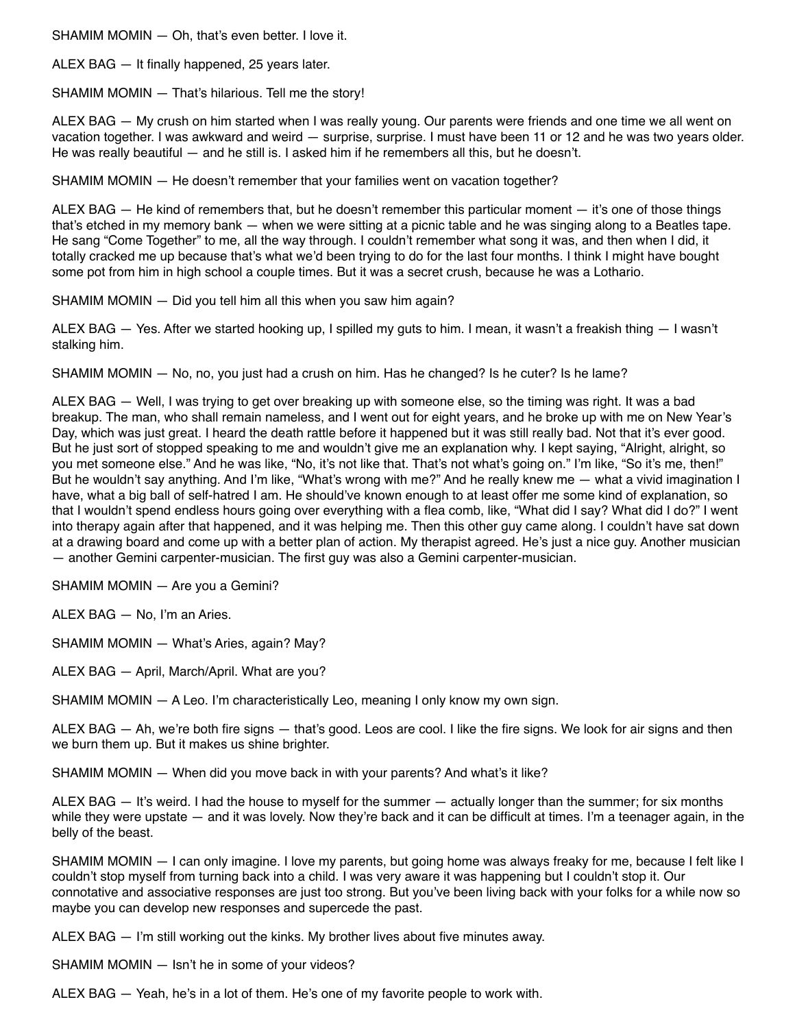SHAMIM MOMIN — Oh, that's even better. I love it.

ALEX BAG — It finally happened, 25 years later.

SHAMIM MOMIN — That's hilarious. Tell me the story!

ALEX BAG — My crush on him started when I was really young. Our parents were friends and one time we all went on vacation together. I was awkward and weird — surprise, surprise. I must have been 11 or 12 and he was two years older. He was really beautiful — and he still is. I asked him if he remembers all this, but he doesn't.

SHAMIM MOMIN — He doesn't remember that your families went on vacation together?

ALEX BAG — He kind of remembers that, but he doesn't remember this particular moment — it's one of those things that's etched in my memory bank — when we were sitting at a picnic table and he was singing along to a Beatles tape. He sang "Come Together" to me, all the way through. I couldn't remember what song it was, and then when I did, it totally cracked me up because that's what we'd been trying to do for the last four months. I think I might have bought some pot from him in high school a couple times. But it was a secret crush, because he was a Lothario.

SHAMIM MOMIN — Did you tell him all this when you saw him again?

ALEX BAG — Yes. After we started hooking up, I spilled my guts to him. I mean, it wasn't a freakish thing — I wasn't stalking him.

SHAMIM MOMIN — No, no, you just had a crush on him. Has he changed? Is he cuter? Is he lame?

ALEX BAG — Well, I was trying to get over breaking up with someone else, so the timing was right. It was a bad breakup. The man, who shall remain nameless, and I went out for eight years, and he broke up with me on New Year's Day, which was just great. I heard the death rattle before it happened but it was still really bad. Not that it's ever good. But he just sort of stopped speaking to me and wouldn't give me an explanation why. I kept saying, "Alright, alright, so you met someone else." And he was like, "No, it's not like that. That's not what's going on." I'm like, "So it's me, then!" But he wouldn't say anything. And I'm like, "What's wrong with me?" And he really knew me — what a vivid imagination I have, what a big ball of self-hatred I am. He should've known enough to at least offer me some kind of explanation, so that I wouldn't spend endless hours going over everything with a flea comb, like, "What did I say? What did I do?" I went into therapy again after that happened, and it was helping me. Then this other guy came along. I couldn't have sat down at a drawing board and come up with a better plan of action. My therapist agreed. He's just a nice guy. Another musician — another Gemini carpenter-musician. The first guy was also a Gemini carpenter-musician.

SHAMIM MOMIN — Are you a Gemini?

ALEX BAG — No, I'm an Aries.

SHAMIM MOMIN — What's Aries, again? May?

ALEX BAG — April, March/April. What are you?

SHAMIM MOMIN — A Leo. I'm characteristically Leo, meaning I only know my own sign.

ALEX BAG — Ah, we're both fire signs — that's good. Leos are cool. I like the fire signs. We look for air signs and then we burn them up. But it makes us shine brighter.

SHAMIM MOMIN — When did you move back in with your parents? And what's it like?

ALEX BAG — It's weird. I had the house to myself for the summer — actually longer than the summer; for six months while they were upstate — and it was lovely. Now they're back and it can be difficult at times. I'm a teenager again, in the belly of the beast.

SHAMIM MOMIN — I can only imagine. I love my parents, but going home was always freaky for me, because I felt like I couldn't stop myself from turning back into a child. I was very aware it was happening but I couldn't stop it. Our connotative and associative responses are just too strong. But you've been living back with your folks for a while now so maybe you can develop new responses and supercede the past.

ALEX BAG — I'm still working out the kinks. My brother lives about five minutes away.

SHAMIM MOMIN — Isn't he in some of your videos?

ALEX BAG — Yeah, he's in a lot of them. He's one of my favorite people to work with.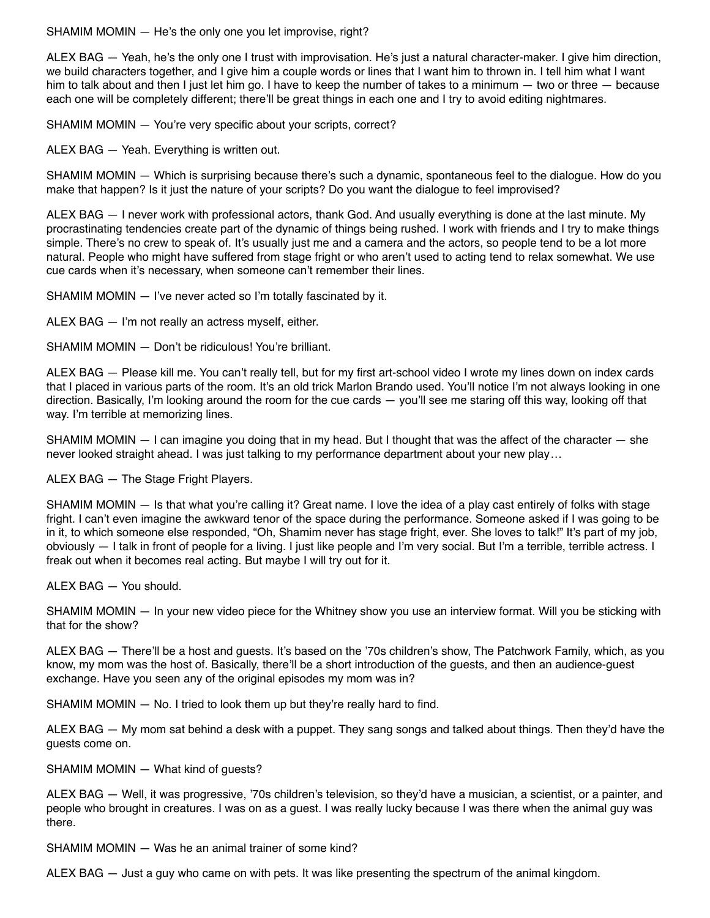SHAMIM MOMIN — He's the only one you let improvise, right?

ALEX BAG — Yeah, he's the only one I trust with improvisation. He's just a natural character-maker. I give him direction, we build characters together, and I give him a couple words or lines that I want him to thrown in. I tell him what I want him to talk about and then I just let him go. I have to keep the number of takes to a minimum — two or three — because each one will be completely different; there'll be great things in each one and I try to avoid editing nightmares.

SHAMIM MOMIN — You're very specific about your scripts, correct?

ALEX BAG — Yeah. Everything is written out.

SHAMIM MOMIN — Which is surprising because there's such a dynamic, spontaneous feel to the dialogue. How do you make that happen? Is it just the nature of your scripts? Do you want the dialogue to feel improvised?

ALEX BAG — I never work with professional actors, thank God. And usually everything is done at the last minute. My procrastinating tendencies create part of the dynamic of things being rushed. I work with friends and I try to make things simple. There's no crew to speak of. It's usually just me and a camera and the actors, so people tend to be a lot more natural. People who might have suffered from stage fright or who aren't used to acting tend to relax somewhat. We use cue cards when it's necessary, when someone can't remember their lines.

SHAMIM MOMIN — I've never acted so I'm totally fascinated by it.

ALEX BAG — I'm not really an actress myself, either.

SHAMIM MOMIN — Don't be ridiculous! You're brilliant.

ALEX BAG — Please kill me. You can't really tell, but for my first art-school video I wrote my lines down on index cards that I placed in various parts of the room. It's an old trick Marlon Brando used. You'll notice I'm not always looking in one direction. Basically, I'm looking around the room for the cue cards — you'll see me staring off this way, looking off that way. I'm terrible at memorizing lines.

SHAMIM MOMIN — I can imagine you doing that in my head. But I thought that was the affect of the character — she never looked straight ahead. I was just talking to my performance department about your new play…

ALEX BAG — The Stage Fright Players.

SHAMIM MOMIN — Is that what you're calling it? Great name. I love the idea of a play cast entirely of folks with stage fright. I can't even imagine the awkward tenor of the space during the performance. Someone asked if I was going to be in it, to which someone else responded, "Oh, Shamim never has stage fright, ever. She loves to talk!" It's part of my job, obviously — I talk in front of people for a living. I just like people and I'm very social. But I'm a terrible, terrible actress. I freak out when it becomes real acting. But maybe I will try out for it.

ALEX BAG — You should.

SHAMIM MOMIN — In your new video piece for the Whitney show you use an interview format. Will you be sticking with that for the show?

ALEX BAG — There'll be a host and guests. It's based on the '70s children's show, The Patchwork Family, which, as you know, my mom was the host of. Basically, there'll be a short introduction of the guests, and then an audience-guest exchange. Have you seen any of the original episodes my mom was in?

SHAMIM MOMIN — No. I tried to look them up but they're really hard to find.

ALEX BAG — My mom sat behind a desk with a puppet. They sang songs and talked about things. Then they'd have the guests come on.

SHAMIM MOMIN — What kind of guests?

ALEX BAG — Well, it was progressive, '70s children's television, so they'd have a musician, a scientist, or a painter, and people who brought in creatures. I was on as a guest. I was really lucky because I was there when the animal guy was there.

SHAMIM MOMIN — Was he an animal trainer of some kind?

ALEX BAG — Just a guy who came on with pets. It was like presenting the spectrum of the animal kingdom.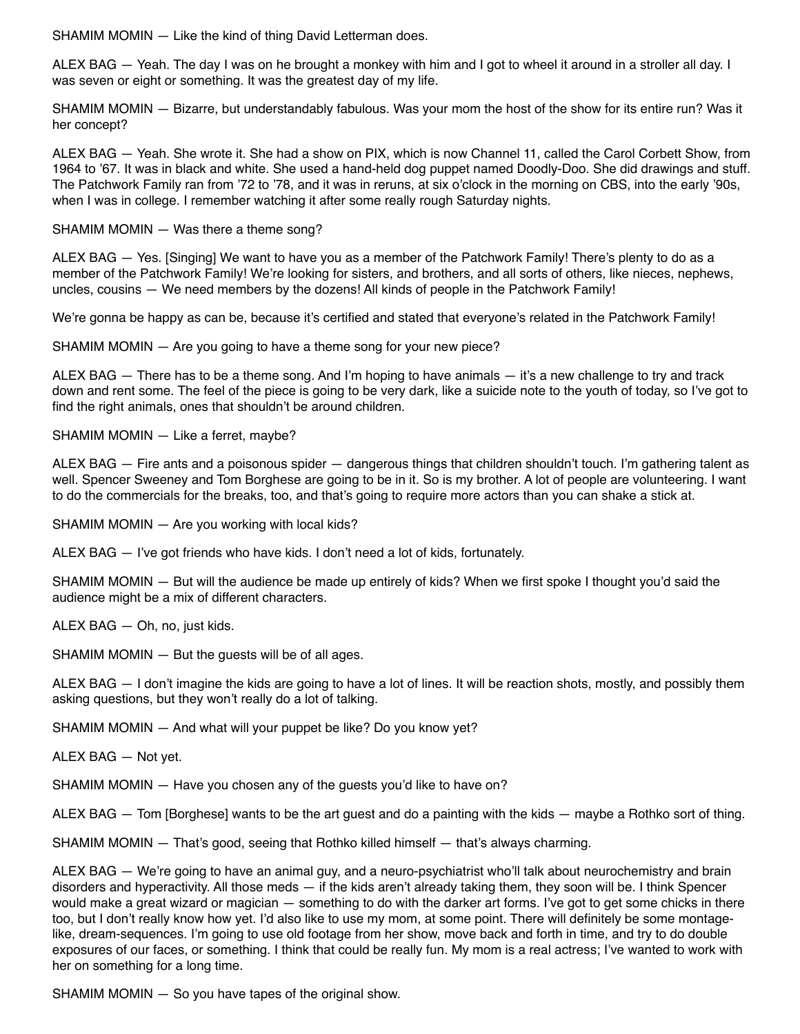SHAMIM MOMIN — Like the kind of thing David Letterman does.

ALEX BAG — Yeah. The day I was on he brought a monkey with him and I got to wheel it around in a stroller all day. I was seven or eight or something. It was the greatest day of my life.

SHAMIM MOMIN — Bizarre, but understandably fabulous. Was your mom the host of the show for its entire run? Was it her concept?

ALEX BAG — Yeah. She wrote it. She had a show on PIX, which is now Channel 11, called the Carol Corbett Show, from 1964 to '67. It was in black and white. She used a hand-held dog puppet named Doodly-Doo. She did drawings and stuff. The Patchwork Family ran from '72 to '78, and it was in reruns, at six o'clock in the morning on CBS, into the early '90s, when I was in college. I remember watching it after some really rough Saturday nights.

SHAMIM MOMIN — Was there a theme song?

ALEX BAG — Yes. [Singing] We want to have you as a member of the Patchwork Family! There's plenty to do as a member of the Patchwork Family! We're looking for sisters, and brothers, and all sorts of others, like nieces, nephews, uncles, cousins — We need members by the dozens! All kinds of people in the Patchwork Family!

We're gonna be happy as can be, because it's certified and stated that everyone's related in the Patchwork Family!

SHAMIM MOMIN — Are you going to have a theme song for your new piece?

ALEX BAG — There has to be a theme song. And I'm hoping to have animals — it's a new challenge to try and track down and rent some. The feel of the piece is going to be very dark, like a suicide note to the youth of today, so I've got to find the right animals, ones that shouldn't be around children.

SHAMIM MOMIN — Like a ferret, maybe?

ALEX BAG — Fire ants and a poisonous spider — dangerous things that children shouldn't touch. I'm gathering talent as well. Spencer Sweeney and Tom Borghese are going to be in it. So is my brother. A lot of people are volunteering. I want to do the commercials for the breaks, too, and that's going to require more actors than you can shake a stick at.

SHAMIM MOMIN — Are you working with local kids?

ALEX BAG — I've got friends who have kids. I don't need a lot of kids, fortunately.

SHAMIM MOMIN — But will the audience be made up entirely of kids? When we first spoke I thought you'd said the audience might be a mix of different characters.

ALEX BAG — Oh, no, just kids.

SHAMIM MOMIN — But the guests will be of all ages.

ALEX BAG — I don't imagine the kids are going to have a lot of lines. It will be reaction shots, mostly, and possibly them asking questions, but they won't really do a lot of talking.

SHAMIM MOMIN — And what will your puppet be like? Do you know yet?

ALEX BAG — Not yet.

SHAMIM MOMIN — Have you chosen any of the guests you'd like to have on?

ALEX BAG — Tom [Borghese] wants to be the art guest and do a painting with the kids — maybe a Rothko sort of thing.

SHAMIM MOMIN — That's good, seeing that Rothko killed himself — that's always charming.

ALEX BAG — We're going to have an animal guy, and a neuro-psychiatrist who'll talk about neurochemistry and brain disorders and hyperactivity. All those meds — if the kids aren't already taking them, they soon will be. I think Spencer would make a great wizard or magician — something to do with the darker art forms. I've got to get some chicks in there too, but I don't really know how yet. I'd also like to use my mom, at some point. There will definitely be some montage-like, dream-sequences. I'm going to use old footage from her show, move back and forth in time, and try to do double exposures of our faces, or something. I think that could be really fun. My mom is a real actress; I've wanted to work with her on something for a long time.

SHAMIM MOMIN — So you have tapes of the original show.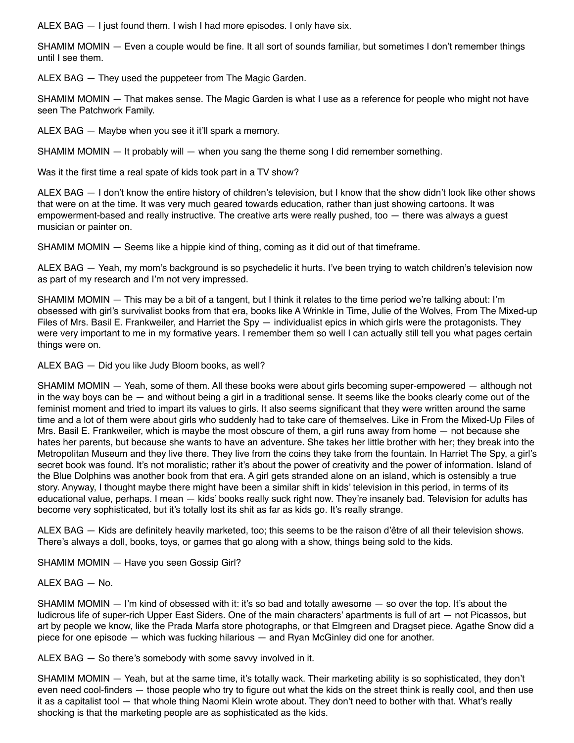ALEX BAG — I just found them. I wish I had more episodes. I only have six.

SHAMIM MOMIN — Even a couple would be fine. It all sort of sounds familiar, but sometimes I don't remember things until I see them.

ALEX BAG — They used the puppeteer from The Magic Garden.

SHAMIM MOMIN — That makes sense. The Magic Garden is what I use as a reference for people who might not have seen The Patchwork Family.

ALEX BAG — Maybe when you see it it'll spark a memory.

SHAMIM MOMIN — It probably will — when you sang the theme song I did remember something.

Was it the first time a real spate of kids took part in a TV show?

ALEX BAG — I don't know the entire history of children's television, but I know that the show didn't look like other shows that were on at the time. It was very much geared towards education, rather than just showing cartoons. It was empowerment-based and really instructive. The creative arts were really pushed, too — there was always a guest musician or painter on.

SHAMIM MOMIN — Seems like a hippie kind of thing, coming as it did out of that timeframe.

ALEX BAG — Yeah, my mom's background is so psychedelic it hurts. I've been trying to watch children's television now as part of my research and I'm not very impressed.

SHAMIM MOMIN — This may be a bit of a tangent, but I think it relates to the time period we're talking about: I'm obsessed with girl's survivalist books from that era, books like A Wrinkle in Time, Julie of the Wolves, From The Mixed-up Files of Mrs. Basil E. Frankweiler, and Harriet the Spy — individualist epics in which girls were the protagonists. They were very important to me in my formative years. I remember them so well I can actually still tell you what pages certain things were on.

ALEX BAG — Did you like Judy Bloom books, as well?

SHAMIM MOMIN — Yeah, some of them. All these books were about girls becoming super-empowered — although not in the way boys can be — and without being a girl in a traditional sense. It seems like the books clearly come out of the feminist moment and tried to impart its values to girls. It also seems significant that they were written around the same time and a lot of them were about girls who suddenly had to take care of themselves. Like in From the Mixed-Up Files of Mrs. Basil E. Frankweiler, which is maybe the most obscure of them, a girl runs away from home — not because she hates her parents, but because she wants to have an adventure. She takes her little brother with her; they break into the Metropolitan Museum and they live there. They live from the coins they take from the fountain. In Harriet The Spy, a girl's secret book was found. It's not moralistic; rather it's about the power of creativity and the power of information. Island of the Blue Dolphins was another book from that era. A girl gets stranded alone on an island, which is ostensibly a true story. Anyway, I thought maybe there might have been a similar shift in kids' television in this period, in terms of its educational value, perhaps. I mean — kids' books really suck right now. They're insanely bad. Television for adults has become very sophisticated, but it's totally lost its shit as far as kids go. It's really strange.

ALEX BAG — Kids are definitely heavily marketed, too; this seems to be the raison d'être of all their television shows. There's always a doll, books, toys, or games that go along with a show, things being sold to the kids.

SHAMIM MOMIN — Have you seen Gossip Girl?

ALEX BAG — No.

SHAMIM MOMIN — I'm kind of obsessed with it: it's so bad and totally awesome — so over the top. It's about the ludicrous life of super-rich Upper East Siders. One of the main characters' apartments is full of art — not Picassos, but art by people we know, like the Prada Marfa store photographs, or that Elmgreen and Dragset piece. Agathe Snow did a piece for one episode — which was fucking hilarious — and Ryan McGinley did one for another.

ALEX BAG — So there's somebody with some savvy involved in it.

SHAMIM MOMIN — Yeah, but at the same time, it's totally wack. Their marketing ability is so sophisticated, they don't even need cool-finders — those people who try to figure out what the kids on the street think is really cool, and then use it as a capitalist tool — that whole thing Naomi Klein wrote about. They don't need to bother with that. What's really shocking is that the marketing people are as sophisticated as the kids.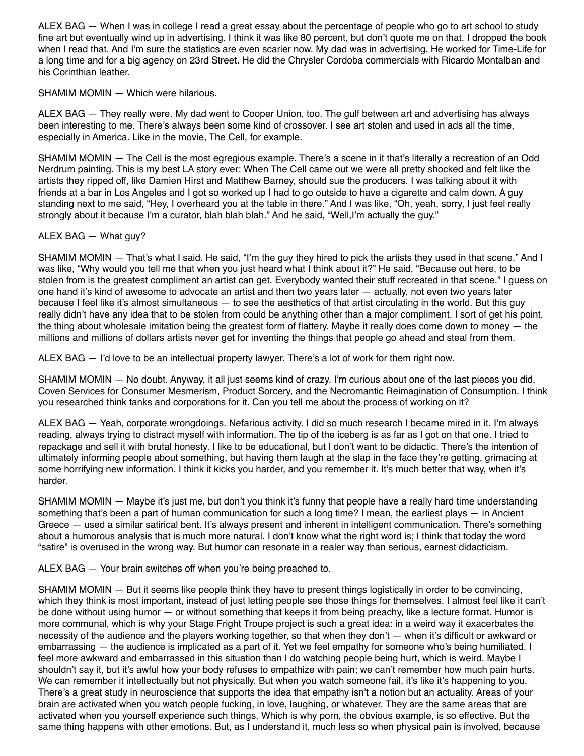ALEX BAG — When I was in college I read a great essay about the percentage of people who go to art school to study fine art but eventually wind up in advertising. I think it was like 80 percent, but don't quote me on that. I dropped the book when I read that. And I'm sure the statistics are even scarier now. My dad was in advertising. He worked for Time-Life for a long time and for a big agency on 23rd Street. He did the Chrysler Cordoba commercials with Ricardo Montalban and his Corinthian leather.

SHAMIM MOMIN — Which were hilarious.

ALEX BAG — They really were. My dad went to Cooper Union, too. The gulf between art and advertising has always been interesting to me. There's always been some kind of crossover. I see art stolen and used in ads all the time, especially in America. Like in the movie, The Cell, for example.

SHAMIM MOMIN — The Cell is the most egregious example. There's a scene in it that's literally a recreation of an Odd Nerdrum painting. This is my best LA story ever: When The Cell came out we were all pretty shocked and felt like the artists they ripped off, like Damien Hirst and Matthew Barney, should sue the producers. I was talking about it with friends at a bar in Los Angeles and I got so worked up I had to go outside to have a cigarette and calm down. A guy standing next to me said, "Hey, I overheard you at the table in there." And I was like, "Oh, yeah, sorry, I just feel really strongly about it because I'm a curator, blah blah blah." And he said, "Well,I'm actually the guy."

ALEX BAG — What guy?

SHAMIM MOMIN — That's what I said. He said, "I'm the guy they hired to pick the artists they used in that scene." And I was like, "Why would you tell me that when you just heard what I think about it?" He said, "Because out here, to be stolen from is the greatest compliment an artist can get. Everybody wanted their stuff recreated in that scene." I guess on one hand it's kind of awesome to advocate an artist and then two years later — actually, not even two years later because I feel like it's almost simultaneous — to see the aesthetics of that artist circulating in the world. But this guy really didn't have any idea that to be stolen from could be anything other than a major compliment. I sort of get his point, the thing about wholesale imitation being the greatest form of flattery. Maybe it really does come down to money — the millions and millions of dollars artists never get for inventing the things that people go ahead and steal from them.

ALEX BAG — I'd love to be an intellectual property lawyer. There's a lot of work for them right now.

SHAMIM MOMIN — No doubt. Anyway, it all just seems kind of crazy. I'm curious about one of the last pieces you did, Coven Services for Consumer Mesmerism, Product Sorcery, and the Necromantic Reimagination of Consumption. I think you researched think tanks and corporations for it. Can you tell me about the process of working on it?

ALEX BAG — Yeah, corporate wrongdoings. Nefarious activity. I did so much research I became mired in it. I'm always reading, always trying to distract myself with information. The tip of the iceberg is as far as I got on that one. I tried to repackage and sell it with brutal honesty. I like to be educational, but I don't want to be didactic. There's the intention of ultimately informing people about something, but having them laugh at the slap in the face they're getting, grimacing at some horrifying new information. I think it kicks you harder, and you remember it. It's much better that way, when it's harder.

SHAMIM MOMIN — Maybe it's just me, but don't you think it's funny that people have a really hard time understanding something that's been a part of human communication for such a long time? I mean, the earliest plays — in Ancient Greece — used a similar satirical bent. It's always present and inherent in intelligent communication. There's something about a humorous analysis that is much more natural. I don't know what the right word is; I think that today the word "satire" is overused in the wrong way. But humor can resonate in a realer way than serious, earnest didacticism.

ALEX BAG — Your brain switches off when you're being preached to.

SHAMIM MOMIN — But it seems like people think they have to present things logistically in order to be convincing, which they think is most important, instead of just letting people see those things for themselves. I almost feel like it can't be done without using humor — or without something that keeps it from being preachy, like a lecture format. Humor is more communal, which is why your Stage Fright Troupe project is such a great idea: in a weird way it exacerbates the necessity of the audience and the players working together, so that when they don't — when it's difficult or awkward or embarrassing — the audience is implicated as a part of it. Yet we feel empathy for someone who's being humiliated. I feel more awkward and embarrassed in this situation than I do watching people being hurt, which is weird. Maybe I shouldn't say it, but it's awful how your body refuses to empathize with pain; we can't remember how much pain hurts. We can remember it intellectually but not physically. But when you watch someone fail, it's like it's happening to you. There's a great study in neuroscience that supports the idea that empathy isn't a notion but an actuality. Areas of your brain are activated when you watch people fucking, in love, laughing, or whatever. They are the same areas that are activated when you yourself experience such things. Which is why porn, the obvious example, is so effective. But the same thing happens with other emotions. But, as I understand it, much less so when physical pain is involved, because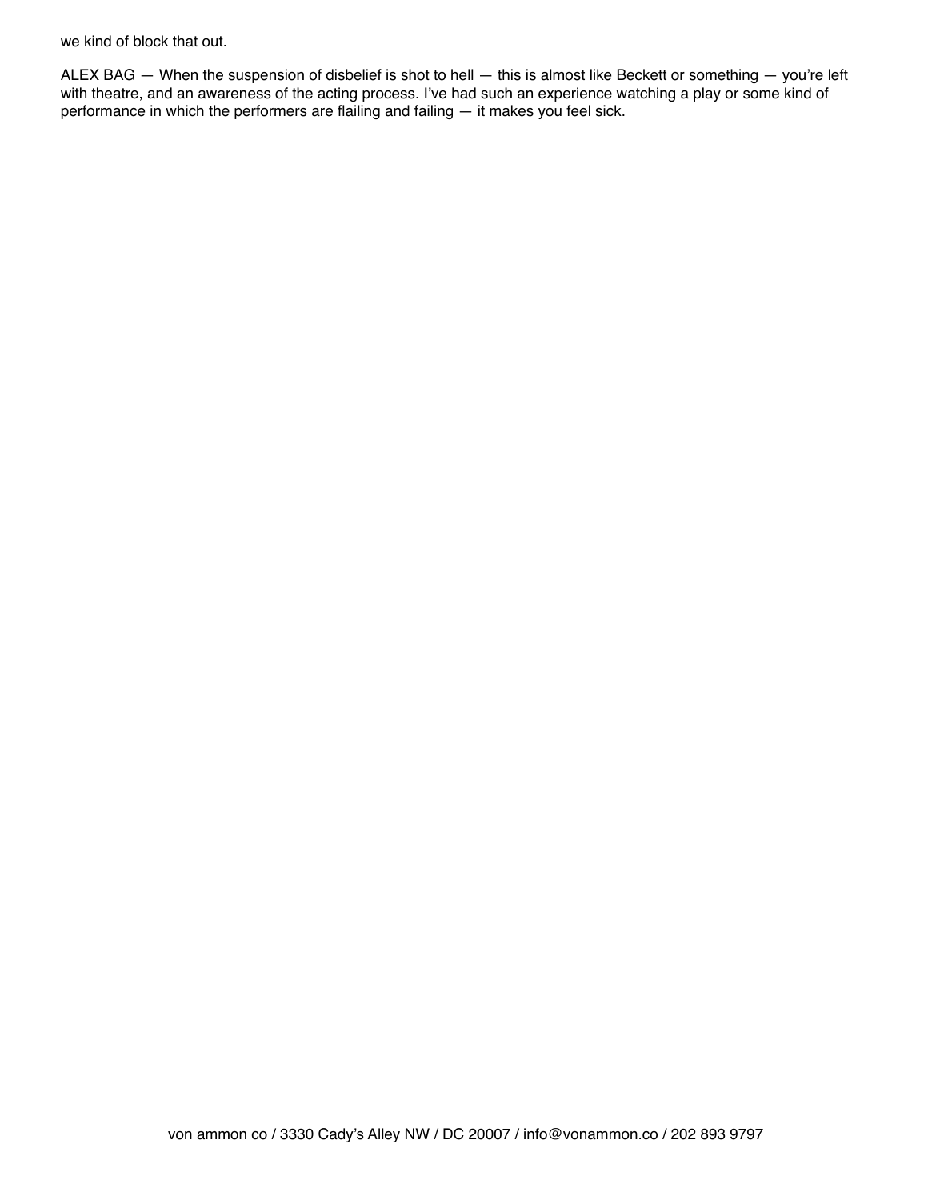we kind of block that out.

ALEX BAG — When the suspension of disbelief is shot to hell — this is almost like Beckett or something — you're left with theatre, and an awareness of the acting process. I've had such an experience watching a play or some kind of performance in which the performers are flailing and failing — it makes you feel sick.